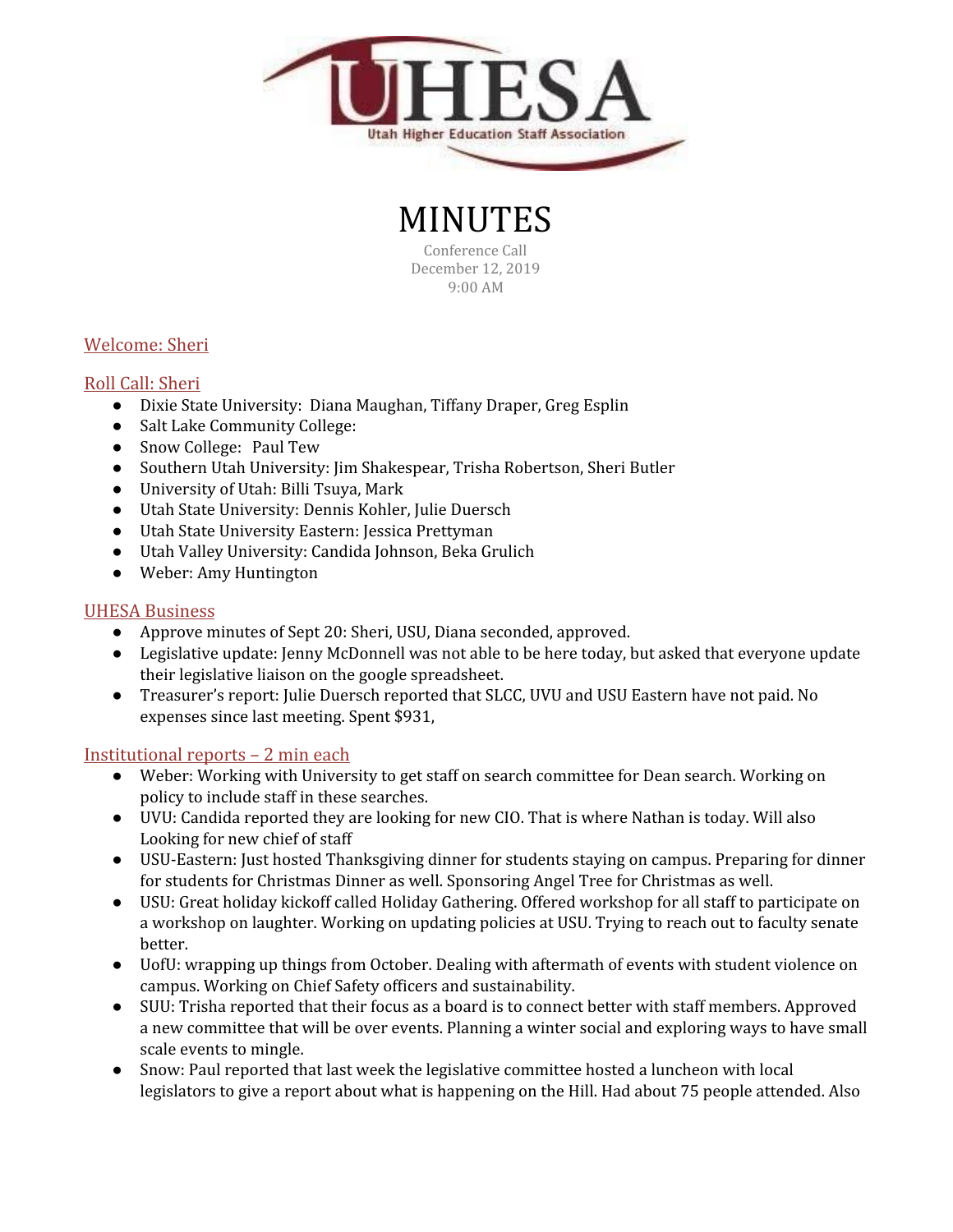# MINUTES

Conference Call
December 12, 2019
9:00 AM

## Welcome: Sheri

## Roll Call: Sheri

- Dixie State University: Diana Maughan, Tiffany Draper, Greg Esplin
- Salt Lake Community College:
- Snow College: Paul Tew
- Southern Utah University: Jim Shakespear, Trisha Robertson, Sheri Butler
- University of Utah: Billi Tsuya, Mark
- Utah State University: Dennis Kohler, Julie Duersch
- Utah State University Eastern: Jessica Prettyman
- Utah Valley University: Candida Johnson, Beka Grulich
- Weber: Amy Huntington

## UHESA Business

- Approve minutes of Sept 20: Sheri, USU, Diana seconded, approved.
- Legislative update: Jenny McDonnell was not able to be here today, but asked that everyone update their legislative liaison on the google spreadsheet.
- Treasurer's report: Julie Duersch reported that SLCC, UVU and USU Eastern have not paid. No expenses since last meeting. Spent $931,

## Institutional reports – 2 min each

- Weber: Working with University to get staff on search committee for Dean search. Working on policy to include staff in these searches.
- UVU: Candida reported they are looking for new CIO. That is where Nathan is today. Will also Looking for new chief of staff
- USU-Eastern: Just hosted Thanksgiving dinner for students staying on campus. Preparing for dinner for students for Christmas Dinner as well. Sponsoring Angel Tree for Christmas as well.
- USU: Great holiday kickoff called Holiday Gathering. Offered workshop for all staff to participate on a workshop on laughter. Working on updating policies at USU. Trying to reach out to faculty senate better.
- UofU: wrapping up things from October. Dealing with aftermath of events with student violence on campus. Working on Chief Safety officers and sustainability.
- SUU: Trisha reported that their focus as a board is to connect better with staff members. Approved a new committee that will be over events. Planning a winter social and exploring ways to have small scale events to mingle.
- Snow: Paul reported that last week the legislative committee hosted a luncheon with local legislators to give a report about what is happening on the Hill. Had about 75 people attended. Also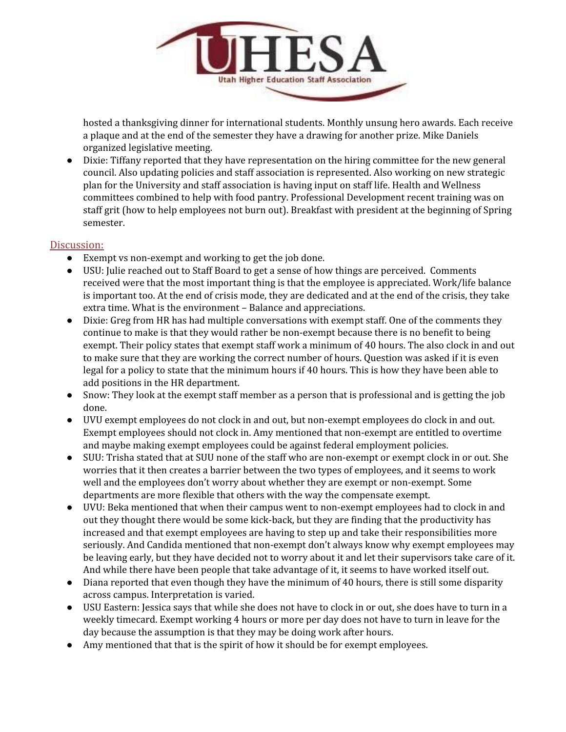hosted a thanksgiving dinner for international students. Monthly unsung hero awards. Each receive a plaque and at the end of the semester they have a drawing for another prize. Mike Daniels organized legislative meeting.

- Dixie: Tiffany reported that they have representation on the hiring committee for the new general council. Also updating policies and staff association is represented. Also working on new strategic plan for the University and staff association is having input on staff life. Health and Wellness committees combined to help with food pantry. Professional Development recent training was on staff grit (how to help employees not burn out). Breakfast with president at the beginning of Spring semester.

## Discussion:

- Exempt vs non-exempt and working to get the job done.
- USU: Julie reached out to Staff Board to get a sense of how things are perceived. Comments received were that the most important thing is that the employee is appreciated. Work/life balance is important too. At the end of crisis mode, they are dedicated and at the end of the crisis, they take extra time. What is the environment – Balance and appreciations.
- Dixie: Greg from HR has had multiple conversations with exempt staff. One of the comments they continue to make is that they would rather be non-exempt because there is no benefit to being exempt. Their policy states that exempt staff work a minimum of 40 hours. The also clock in and out to make sure that they are working the correct number of hours. Question was asked if it is even legal for a policy to state that the minimum hours if 40 hours. This is how they have been able to add positions in the HR department.
- Snow: They look at the exempt staff member as a person that is professional and is getting the job done.
- UVU exempt employees do not clock in and out, but non-exempt employees do clock in and out. Exempt employees should not clock in. Amy mentioned that non-exempt are entitled to overtime and maybe making exempt employees could be against federal employment policies.
- SUU: Trisha stated that at SUU none of the staff who are non-exempt or exempt clock in or out. She worries that it then creates a barrier between the two types of employees, and it seems to work well and the employees don't worry about whether they are exempt or non-exempt. Some departments are more flexible that others with the way the compensate exempt.
- UVU: Beka mentioned that when their campus went to non-exempt employees had to clock in and out they thought there would be some kick-back, but they are finding that the productivity has increased and that exempt employees are having to step up and take their responsibilities more seriously. And Candida mentioned that non-exempt don't always know why exempt employees may be leaving early, but they have decided not to worry about it and let their supervisors take care of it. And while there have been people that take advantage of it, it seems to have worked itself out.
- Diana reported that even though they have the minimum of 40 hours, there is still some disparity across campus. Interpretation is varied.
- USU Eastern: Jessica says that while she does not have to clock in or out, she does have to turn in a weekly timecard. Exempt working 4 hours or more per day does not have to turn in leave for the day because the assumption is that they may be doing work after hours.
- Amy mentioned that that is the spirit of how it should be for exempt employees.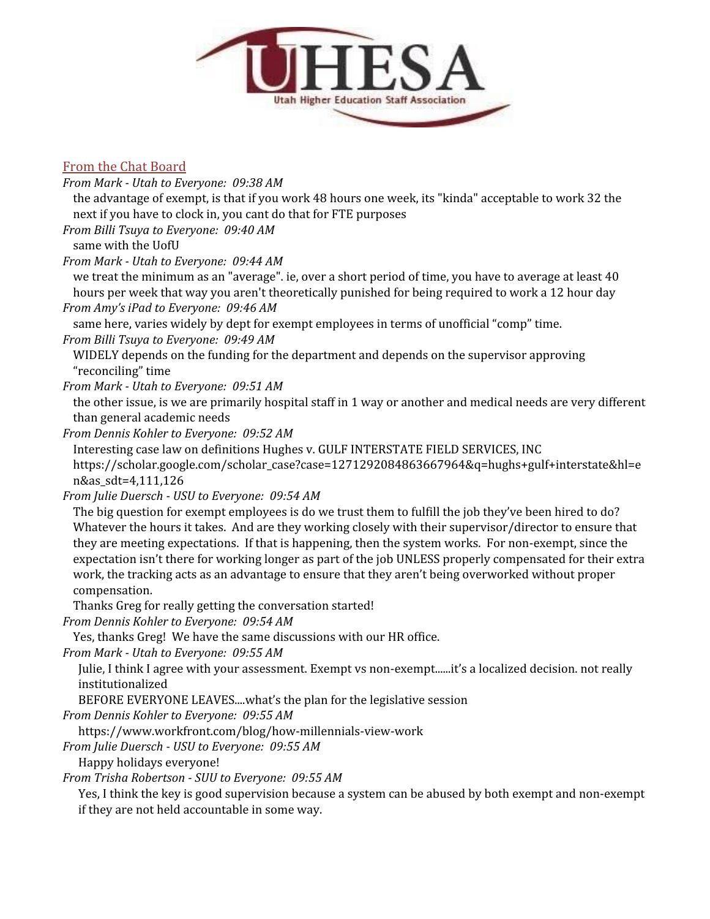## From the Chat Board

*From Mark - Utah to Everyone: 09:38 AM*

the advantage of exempt, is that if you work 48 hours one week, its "kinda" acceptable to work 32 the next if you have to clock in, you cant do that for FTE purposes

*From Billi Tsuya to Everyone: 09:40 AM*

same with the UofU

*From Mark - Utah to Everyone: 09:44 AM*

we treat the minimum as an "average". ie, over a short period of time, you have to average at least 40 hours per week that way you aren't theoretically punished for being required to work a 12 hour day

*From Amy's iPad to Everyone: 09:46 AM*

same here, varies widely by dept for exempt employees in terms of unofficial "comp" time.

*From Billi Tsuya to Everyone: 09:49 AM*

WIDELY depends on the funding for the department and depends on the supervisor approving "reconciling" time

*From Mark - Utah to Everyone: 09:51 AM*

the other issue, is we are primarily hospital staff in 1 way or another and medical needs are very different than general academic needs

*From Dennis Kohler to Everyone: 09:52 AM*

Interesting case law on definitions Hughes v. GULF INTERSTATE FIELD SERVICES, INC https://scholar.google.com/scholar_case?case=12712920848636679648&q=hughs+gulf+interstate&hl=en&as_sdt=4,111,126

*From Julie Duersch - USU to Everyone: 09:54 AM*

The big question for exempt employees is do we trust them to fulfill the job they've been hired to do? Whatever the hours it takes. And are they working closely with their supervisor/director to ensure that they are meeting expectations. If that is happening, then the system works. For non-exempt, since the expectation isn't there for working longer as part of the job UNLESS properly compensated for their extra work, the tracking acts as an advantage to ensure that they aren't being overworked without proper compensation.

Thanks Greg for really getting the conversation started!

*From Dennis Kohler to Everyone: 09:54 AM*

Yes, thanks Greg! We have the same discussions with our HR office.

*From Mark - Utah to Everyone: 09:55 AM*

Julie, I think I agree with your assessment. Exempt vs non-exempt......it's a localized decision. not really institutionalized

BEFORE EVERYONE LEAVES....what's the plan for the legislative session

*From Dennis Kohler to Everyone: 09:55 AM*

https://www.workfront.com/blog/how-millennials-view-work

*From Julie Duersch - USU to Everyone: 09:55 AM*

Happy holidays everyone!

*From Trisha Robertson - SUU to Everyone: 09:55 AM*

Yes, I think the key is good supervision because a system can be abused by both exempt and non-exempt if they are not held accountable in some way.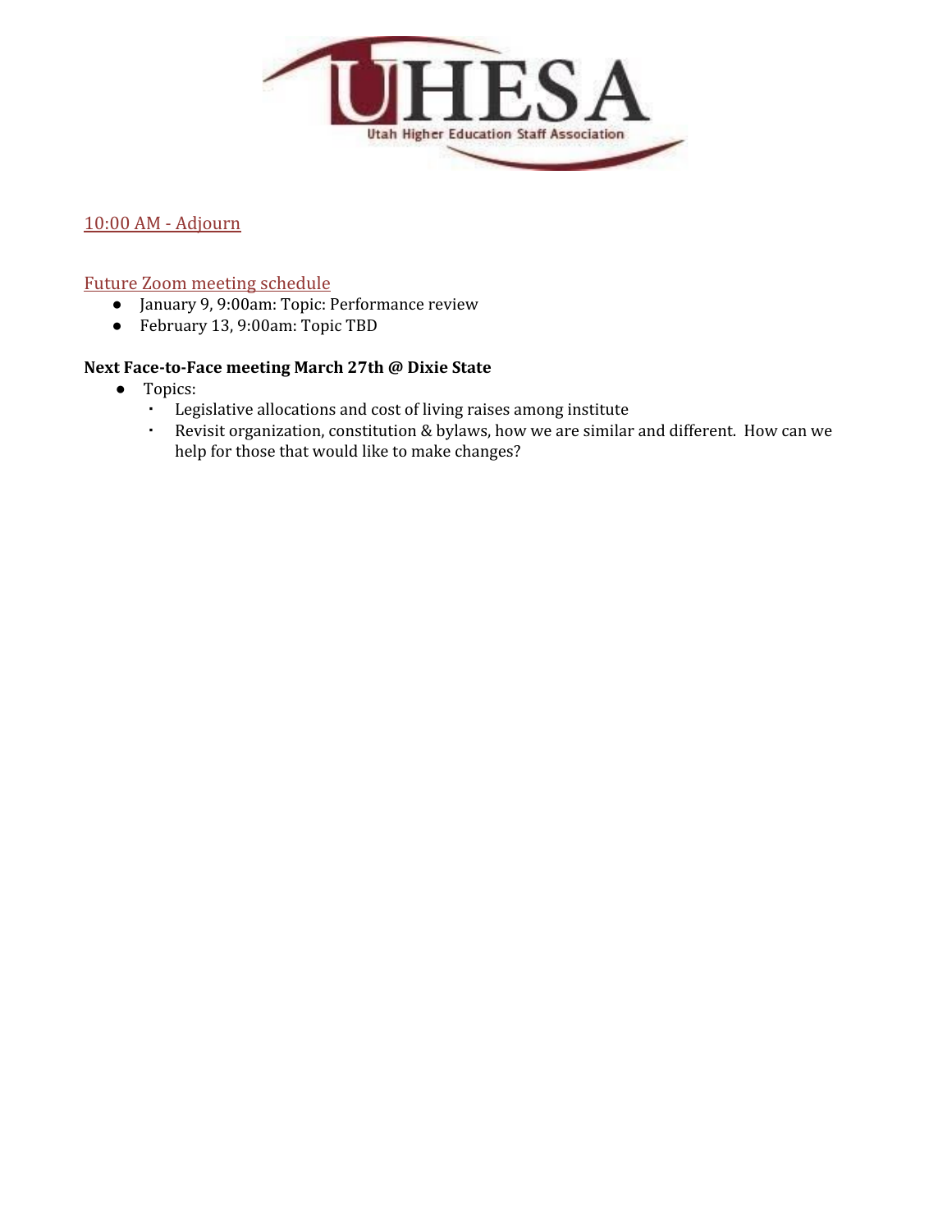10:00 AM - Adjourn

Future Zoom meeting schedule

- January 9, 9:00am: Topic: Performance review
- February 13, 9:00am: Topic TBD

**Next Face-to-Face meeting March 27th @ Dixie State**

- Topics:
  - Legislative allocations and cost of living raises among institute
  - Revisit organization, constitution & bylaws, how we are similar and different. How can we help for those that would like to make changes?